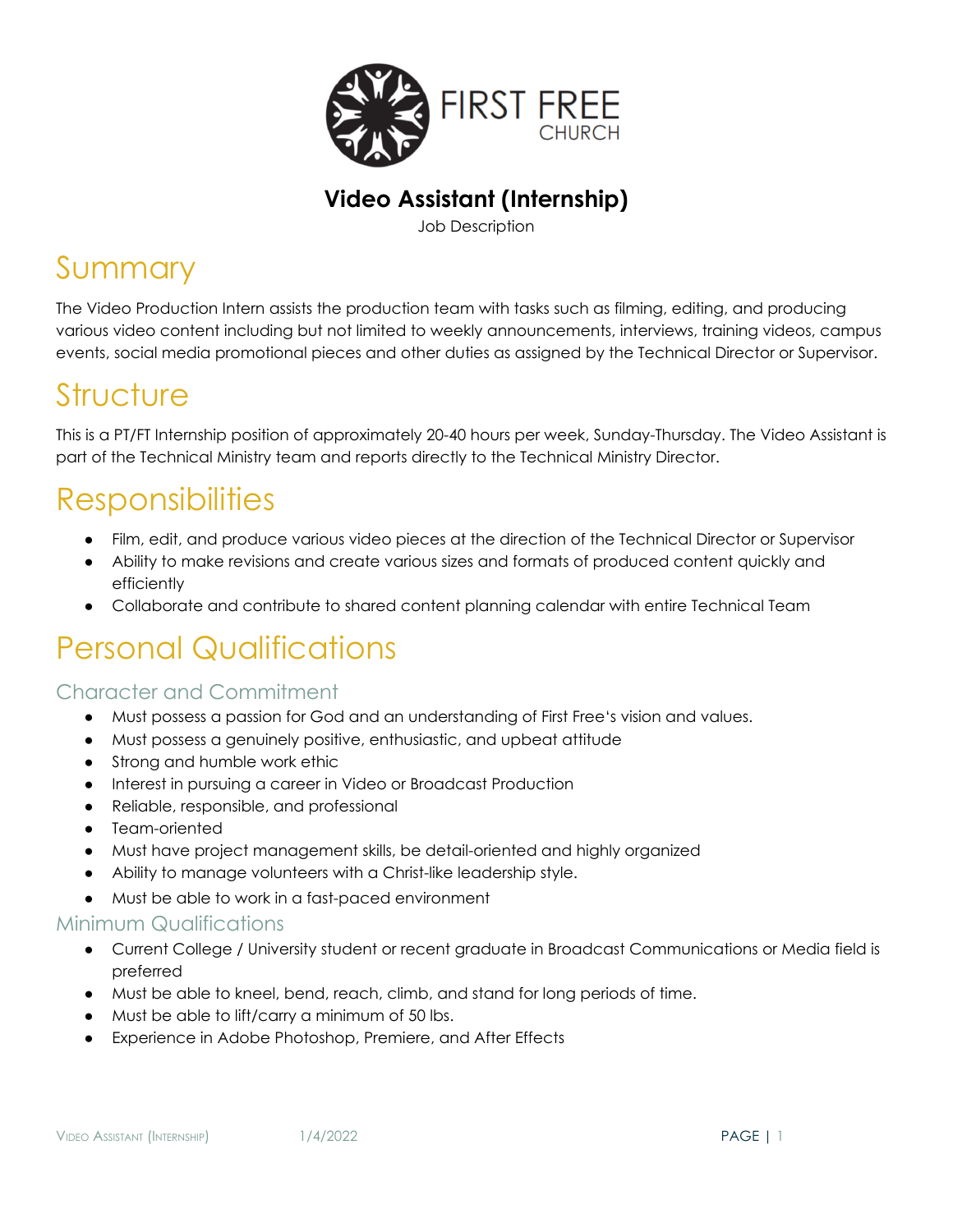FIRST FREE CHURCH

# Video Assistant (Internship)

Job Description

## Summary

The Video Production Intern assists the production team with tasks such as filming, editing, and producing various video content including but not limited to weekly announcements, interviews, training videos, campus events, social media promotional pieces and other duties as assigned by the Technical Director or Supervisor.

## Structure

This is a PT/FT Internship position of approximately 20-40 hours per week, Sunday-Thursday. The Video Assistant is part of the Technical Ministry team and reports directly to the Technical Ministry Director.

## Responsibilities

- Film, edit, and produce various video pieces at the direction of the Technical Director or Supervisor
- Ability to make revisions and create various sizes and formats of produced content quickly and efficiently
- Collaborate and contribute to shared content planning calendar with entire Technical Team

## Personal Qualifications

### Character and Commitment

- Must possess a passion for God and an understanding of First Free's vision and values.
- Must possess a genuinely positive, enthusiastic, and upbeat attitude
- Strong and humble work ethic
- Interest in pursuing a career in Video or Broadcast Production
- Reliable, responsible, and professional
- Team-oriented
- Must have project management skills, be detail-oriented and highly organized
- Ability to manage volunteers with a Christ-like leadership style.
- Must be able to work in a fast-paced environment

### Minimum Qualifications

- Current College / University student or recent graduate in Broadcast Communications or Media field is preferred
- Must be able to kneel, bend, reach, climb, and stand for long periods of time.
- Must be able to lift/carry a minimum of 50 lbs.
- Experience in Adobe Photoshop, Premiere, and After Effects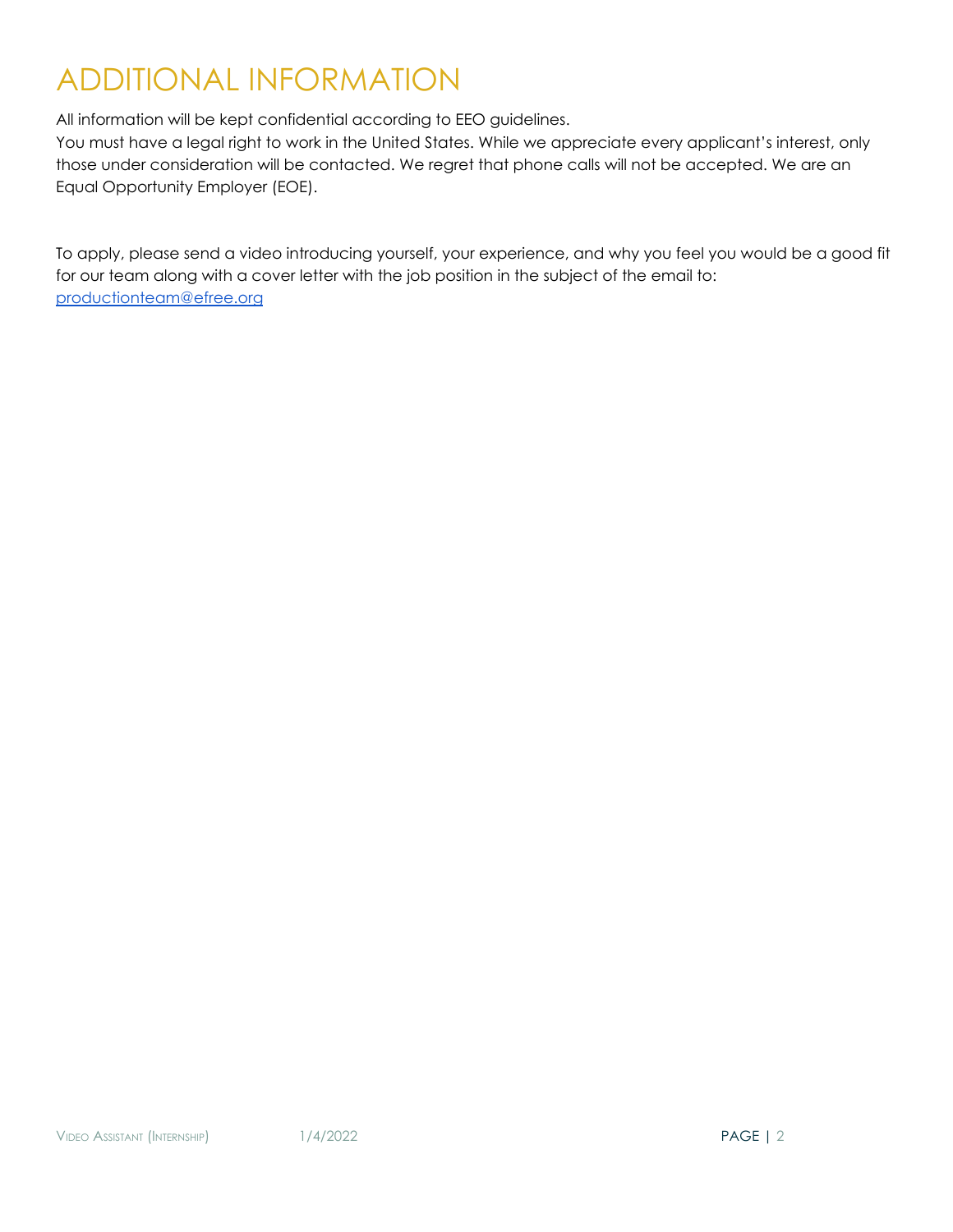# ADDITIONAL INFORMATION

All information will be kept confidential according to EEO guidelines.
You must have a legal right to work in the United States. While we appreciate every applicant's interest, only those under consideration will be contacted. We regret that phone calls will not be accepted. We are an Equal Opportunity Employer (EOE).

To apply, please send a video introducing yourself, your experience, and why you feel you would be a good fit for our team along with a cover letter with the job position in the subject of the email to: productionteam@efree.org